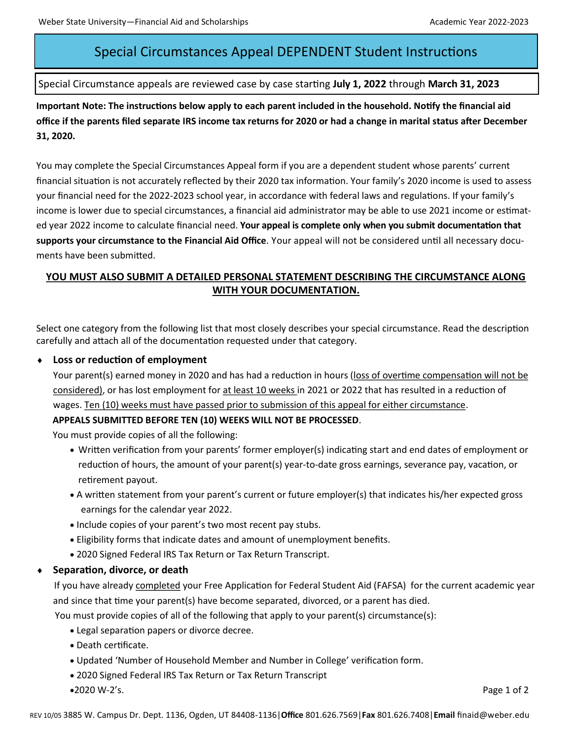# Special Circumstances Appeal DEPENDENT Student Instructions

Special Circumstance appeals are reviewed case by case starting **July 1, 2022** through **March 31, 2023**

**Important Note: The instructions below apply to each parent included in the household. Notify the financial aid office if the parents filed separate IRS income tax returns for 2020 or had a change in marital status after December 31, 2020.**

You may complete the Special Circumstances Appeal form if you are a dependent student whose parents' current financial situation is not accurately reflected by their 2020 tax information. Your family's 2020 income is used to assess your financial need for the 2022-2023 school year, in accordance with federal laws and regulations. If your family's income is lower due to special circumstances, a financial aid administrator may be able to use 2021 income or estimated year 2022 income to calculate financial need. **Your appeal is complete only when you submit documentation that supports your circumstance to the Financial Aid Office**. Your appeal will not be considered until all necessary documents have been submitted.

**YOU MUST ALSO SUBMIT A DETAILED PERSONAL STATEMENT DESCRIBING THE CIRCUMSTANCE ALONG WITH YOUR DOCUMENTATION.**

Select one category from the following list that most closely describes your special circumstance. Read the description carefully and attach all of the documentation requested under that category.

- **Loss or reduction of employment**

  Your parent(s) earned money in 2020 and has had a reduction in hours (loss of overtime compensation will not be considered), or has lost employment for at least 10 weeks in 2021 or 2022 that has resulted in a reduction of wages. Ten (10) weeks must have passed prior to submission of this appeal for either circumstance.

  **APPEALS SUBMITTED BEFORE TEN (10) WEEKS WILL NOT BE PROCESSED**.

  You must provide copies of all the following:

  - Written verification from your parents' former employer(s) indicating start and end dates of employment or reduction of hours, the amount of your parent(s) year-to-date gross earnings, severance pay, vacation, or retirement payout.
  - A written statement from your parent's current or future employer(s) that indicates his/her expected gross earnings for the calendar year 2022.
  - Include copies of your parent's two most recent pay stubs.
  - Eligibility forms that indicate dates and amount of unemployment benefits.
  - 2020 Signed Federal IRS Tax Return or Tax Return Transcript.

- **Separation, divorce, or death**

  If you have already completed your Free Application for Federal Student Aid (FAFSA) for the current academic year and since that time your parent(s) have become separated, divorced, or a parent has died.

  You must provide copies of all of the following that apply to your parent(s) circumstance(s):

  - Legal separation papers or divorce decree.
  - Death certificate.
  - Updated 'Number of Household Member and Number in College' verification form.
  - 2020 Signed Federal IRS Tax Return or Tax Return Transcript
  - 2020 W-2's.

REV 10/05 3885 W. Campus Dr. Dept. 1136, Ogden, UT 84408-1136 | **Office** 801.626.7569 | **Fax** 801.626.7408 | **Email** finaid@weber.edu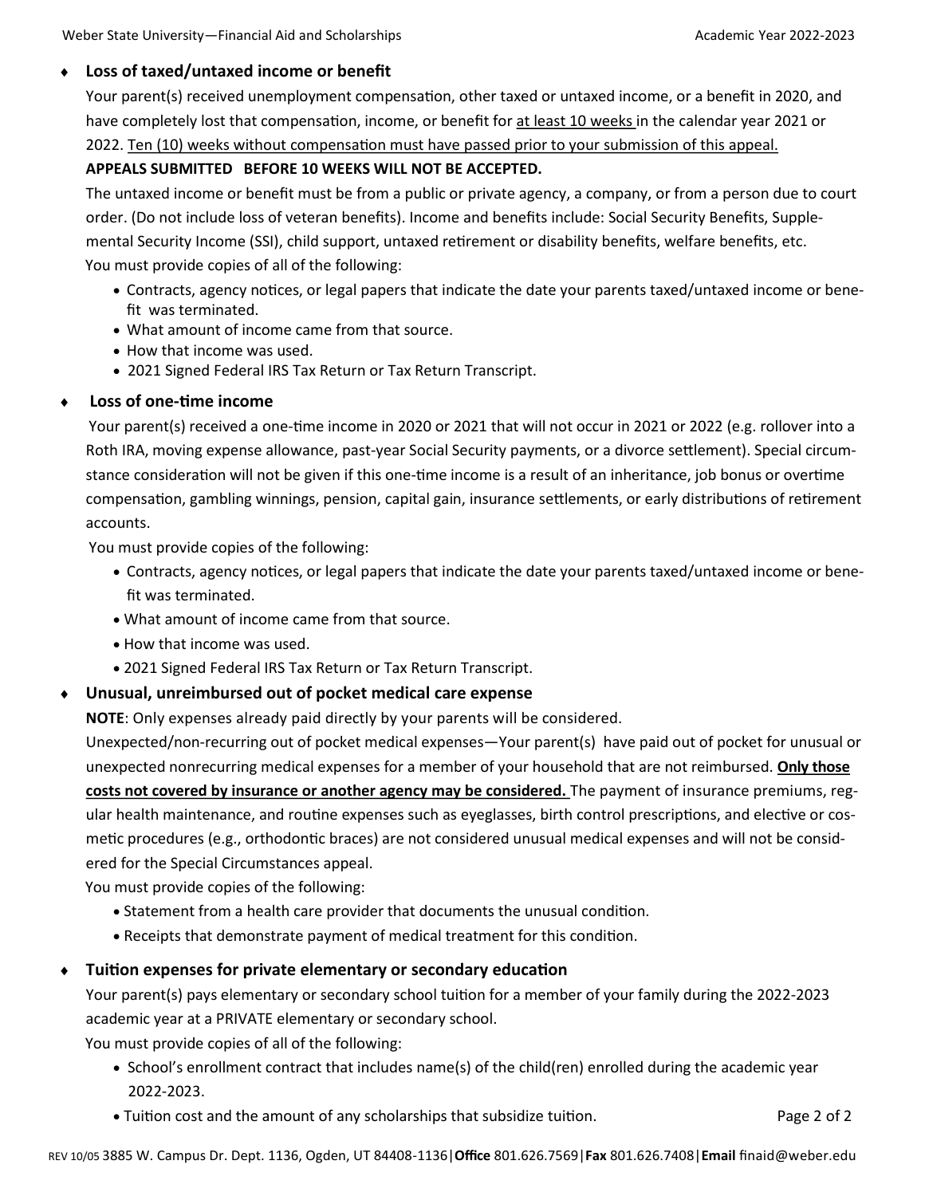- **Loss of taxed/untaxed income or benefit**

  Your parent(s) received unemployment compensation, other taxed or untaxed income, or a benefit in 2020, and have completely lost that compensation, income, or benefit for at least 10 weeks in the calendar year 2021 or 2022. Ten (10) weeks without compensation must have passed prior to your submission of this appeal.

  **APPEALS SUBMITTED BEFORE 10 WEEKS WILL NOT BE ACCEPTED.**

  The untaxed income or benefit must be from a public or private agency, a company, or from a person due to court order. (Do not include loss of veteran benefits). Income and benefits include: Social Security Benefits, Supplemental Security Income (SSI), child support, untaxed retirement or disability benefits, welfare benefits, etc.

  You must provide copies of all of the following:

  - Contracts, agency notices, or legal papers that indicate the date your parents taxed/untaxed income or benefit was terminated.
  - What amount of income came from that source.
  - How that income was used.
  - 2021 Signed Federal IRS Tax Return or Tax Return Transcript.

- **Loss of one-time income**

  Your parent(s) received a one-time income in 2020 or 2021 that will not occur in 2021 or 2022 (e.g. rollover into a Roth IRA, moving expense allowance, past-year Social Security payments, or a divorce settlement). Special circumstance consideration will not be given if this one-time income is a result of an inheritance, job bonus or overtime compensation, gambling winnings, pension, capital gain, insurance settlements, or early distributions of retirement accounts.

  You must provide copies of the following:

  - Contracts, agency notices, or legal papers that indicate the date your parents taxed/untaxed income or benefit was terminated.
  - What amount of income came from that source.
  - How that income was used.
  - 2021 Signed Federal IRS Tax Return or Tax Return Transcript.

- **Unusual, unreimbursed out of pocket medical care expense**

  **NOTE**: Only expenses already paid directly by your parents will be considered.

  Unexpected/non-recurring out of pocket medical expenses—Your parent(s) have paid out of pocket for unusual or unexpected nonrecurring medical expenses for a member of your household that are not reimbursed. **Only those costs not covered by insurance or another agency may be considered.** The payment of insurance premiums, regular health maintenance, and routine expenses such as eyeglasses, birth control prescriptions, and elective or cosmetic procedures (e.g., orthodontic braces) are not considered unusual medical expenses and will not be considered for the Special Circumstances appeal.

  You must provide copies of the following:

  - Statement from a health care provider that documents the unusual condition.
  - Receipts that demonstrate payment of medical treatment for this condition.

- **Tuition expenses for private elementary or secondary education**

  Your parent(s) pays elementary or secondary school tuition for a member of your family during the 2022-2023 academic year at a PRIVATE elementary or secondary school.

  You must provide copies of all of the following:

  - School's enrollment contract that includes name(s) of the child(ren) enrolled during the academic year 2022-2023.
  - Tuition cost and the amount of any scholarships that subsidize tuition.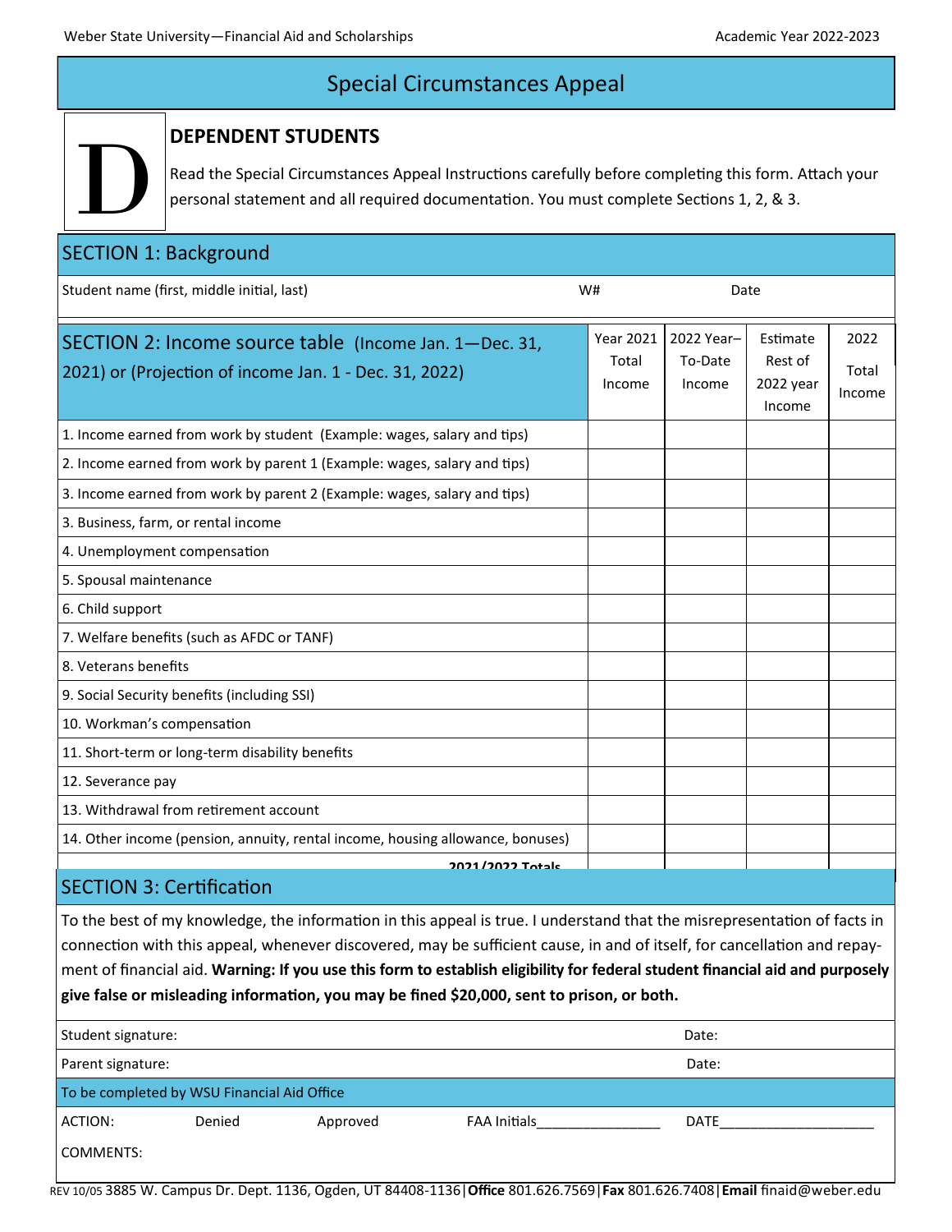# Special Circumstances Appeal

## D — DEPENDENT STUDENTS

Read the Special Circumstances Appeal Instructions carefully before completing this form. Attach your personal statement and all required documentation. You must complete Sections 1, 2, & 3.

## SECTION 1: Background

| Student name (first, middle initial, last) | W# | Date |
|---|---|---|
| | | |

## SECTION 2: Income source table (Income Jan. 1—Dec. 31, 2021) or (Projection of income Jan. 1 - Dec. 31, 2022)

| | Year 2021 Total Income | 2022 Year–To-Date Income | Estimate Rest of 2022 year Income | 2022 Total Income |
|---|---|---|---|---|
| 1. Income earned from work by student (Example: wages, salary and tips) | | | | |
| 2. Income earned from work by parent 1 (Example: wages, salary and tips) | | | | |
| 3. Income earned from work by parent 2 (Example: wages, salary and tips) | | | | |
| 3. Business, farm, or rental income | | | | |
| 4. Unemployment compensation | | | | |
| 5. Spousal maintenance | | | | |
| 6. Child support | | | | |
| 7. Welfare benefits (such as AFDC or TANF) | | | | |
| 8. Veterans benefits | | | | |
| 9. Social Security benefits (including SSI) | | | | |
| 10. Workman's compensation | | | | |
| 11. Short-term or long-term disability benefits | | | | |
| 12. Severance pay | | | | |
| 13. Withdrawal from retirement account | | | | |
| 14. Other income (pension, annuity, rental income, housing allowance, bonuses) | | | | |
| **2021/2022 Totals** | | | | |

## SECTION 3: Certification

To the best of my knowledge, the information in this appeal is true. I understand that the misrepresentation of facts in connection with this appeal, whenever discovered, may be sufficient cause, in and of itself, for cancellation and repayment of financial aid. **Warning: If you use this form to establish eligibility for federal student financial aid and purposely give false or misleading information, you may be fined $20,000, sent to prison, or both.**

Student signature: Date:

Parent signature: Date:

**To be completed by WSU Financial Aid Office**

ACTION: Denied Approved FAA Initials________________ DATE____________________

COMMENTS:

REV 10/05 3885 W. Campus Dr. Dept. 1136, Ogden, UT 84408-1136 | **Office** 801.626.7569 | **Fax** 801.626.7408 | **Email** finaid@weber.edu